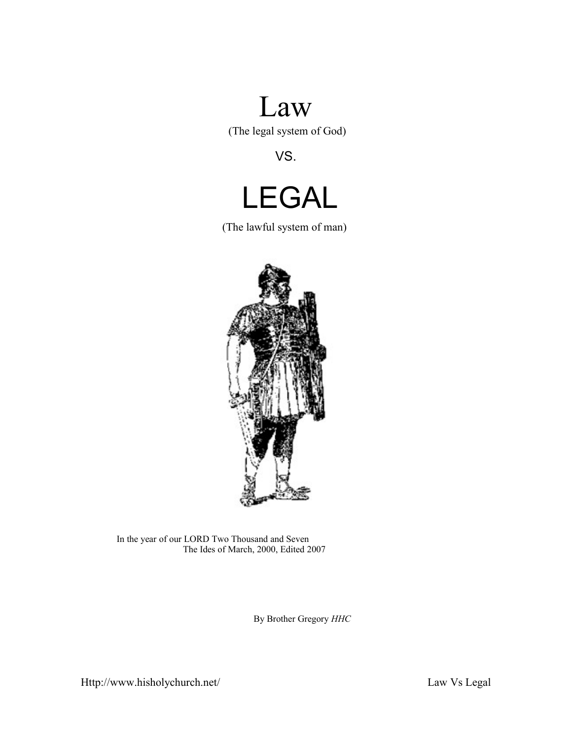# Law

(The legal system of God)

VS.

# LEGAL

(The lawful system of man)

In the year of our LORD Two Thousand and Seven
The Ides of March, 2000, Edited 2007

By Brother Gregory *HHC*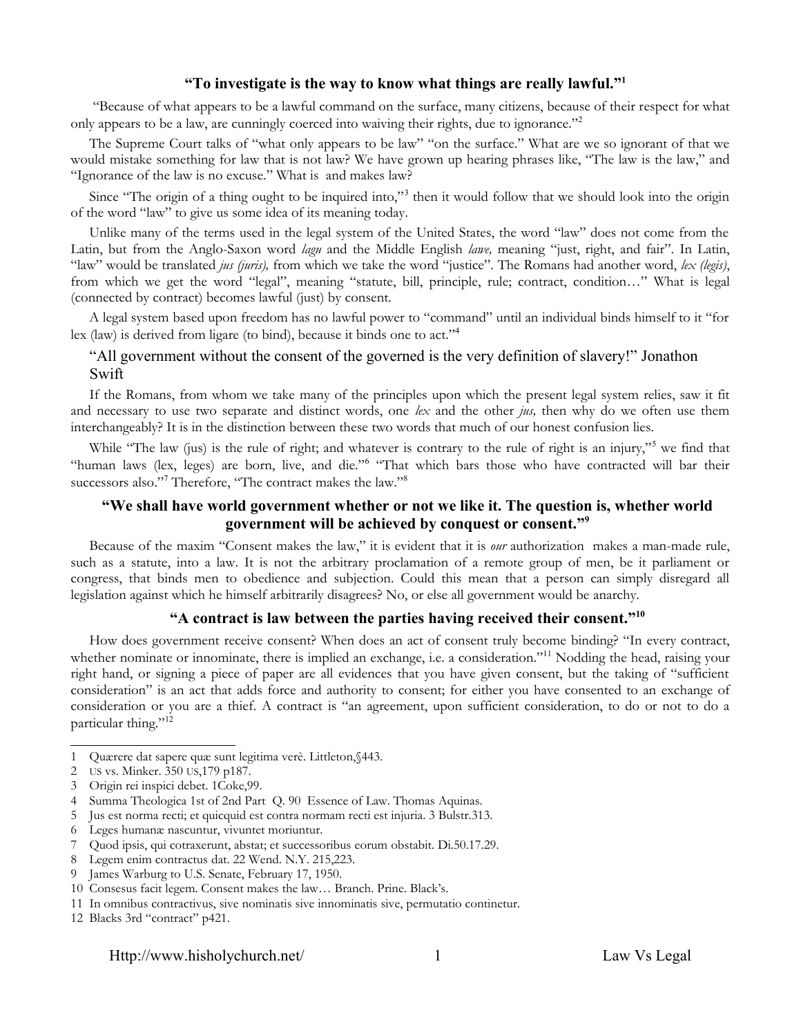### "To investigate is the way to know what things are really lawful."[1]

"Because of what appears to be a lawful command on the surface, many citizens, because of their respect for what only appears to be a law, are cunningly coerced into waiving their rights, due to ignorance."[2]

The Supreme Court talks of "what only appears to be law" "on the surface." What are we so ignorant of that we would mistake something for law that is not law? We have grown up hearing phrases like, "The law is the law," and "Ignorance of the law is no excuse." What is and makes law?

Since "The origin of a thing ought to be inquired into,"[3] then it would follow that we should look into the origin of the word "law" to give us some idea of its meaning today.

Unlike many of the terms used in the legal system of the United States, the word "law" does not come from the Latin, but from the Anglo-Saxon word *lagu* and the Middle English *lawe,* meaning "just, right, and fair". In Latin, "law" would be translated *jus (juris),* from which we take the word "justice". The Romans had another word, *lex (legis)*, from which we get the word "legal", meaning "statute, bill, principle, rule; contract, condition…" What is legal (connected by contract) becomes lawful (just) by consent.

A legal system based upon freedom has no lawful power to "command" until an individual binds himself to it "for lex (law) is derived from ligare (to bind), because it binds one to act."[4]

"All government without the consent of the governed is the very definition of slavery!" Jonathon Swift

If the Romans, from whom we take many of the principles upon which the present legal system relies, saw it fit and necessary to use two separate and distinct words, one *lex* and the other *jus,* then why do we often use them interchangeably? It is in the distinction between these two words that much of our honest confusion lies.

While "The law (jus) is the rule of right; and whatever is contrary to the rule of right is an injury,"[5] we find that "human laws (lex, leges) are born, live, and die."[6] "That which bars those who have contracted will bar their successors also."[7] Therefore, "The contract makes the law."[8]

### "We shall have world government whether or not we like it. The question is, whether world government will be achieved by conquest or consent."[9]

Because of the maxim "Consent makes the law," it is evident that it is *our* authorization makes a man-made rule, such as a statute, into a law. It is not the arbitrary proclamation of a remote group of men, be it parliament or congress, that binds men to obedience and subjection. Could this mean that a person can simply disregard all legislation against which he himself arbitrarily disagrees? No, or else all government would be anarchy.

### "A contract is law between the parties having received their consent."[10]

How does government receive consent? When does an act of consent truly become binding? "In every contract, whether nominate or innominate, there is implied an exchange, i.e. a consideration."[11] Nodding the head, raising your right hand, or signing a piece of paper are all evidences that you have given consent, but the taking of "sufficient consideration" is an act that adds force and authority to consent; for either you have consented to an exchange of consideration or you are a thief. A contract is "an agreement, upon sufficient consideration, to do or not to do a particular thing."[12]

---

1 Quærere dat sapere quæ sunt legitima verè. Littleton,§443.
2 US vs. Minker. 350 US,179 p187.
3 Origin rei inspici debet. 1Coke,99.
4 Summa Theologica 1st of 2nd Part Q. 90 Essence of Law. Thomas Aquinas.
5 Jus est norma recti; et quicquid est contra normam recti est injuria. 3 Bulstr.313.
6 Leges humanæ nascuntur, vivuntet moriuntur.
7 Quod ipsis, qui cotraxerunt, abstat; et successoribus eorum obstabit. Di.50.17.29.
8 Legem enim contractus dat. 22 Wend. N.Y. 215,223.
9 James Warburg to U.S. Senate, February 17, 1950.
10 Consesus facit legem. Consent makes the law… Branch. Prine. Black's.
11 In omnibus contractivus, sive nominatis sive innominatis sive, permutatio continetur.
12 Blacks 3rd "contract" p421.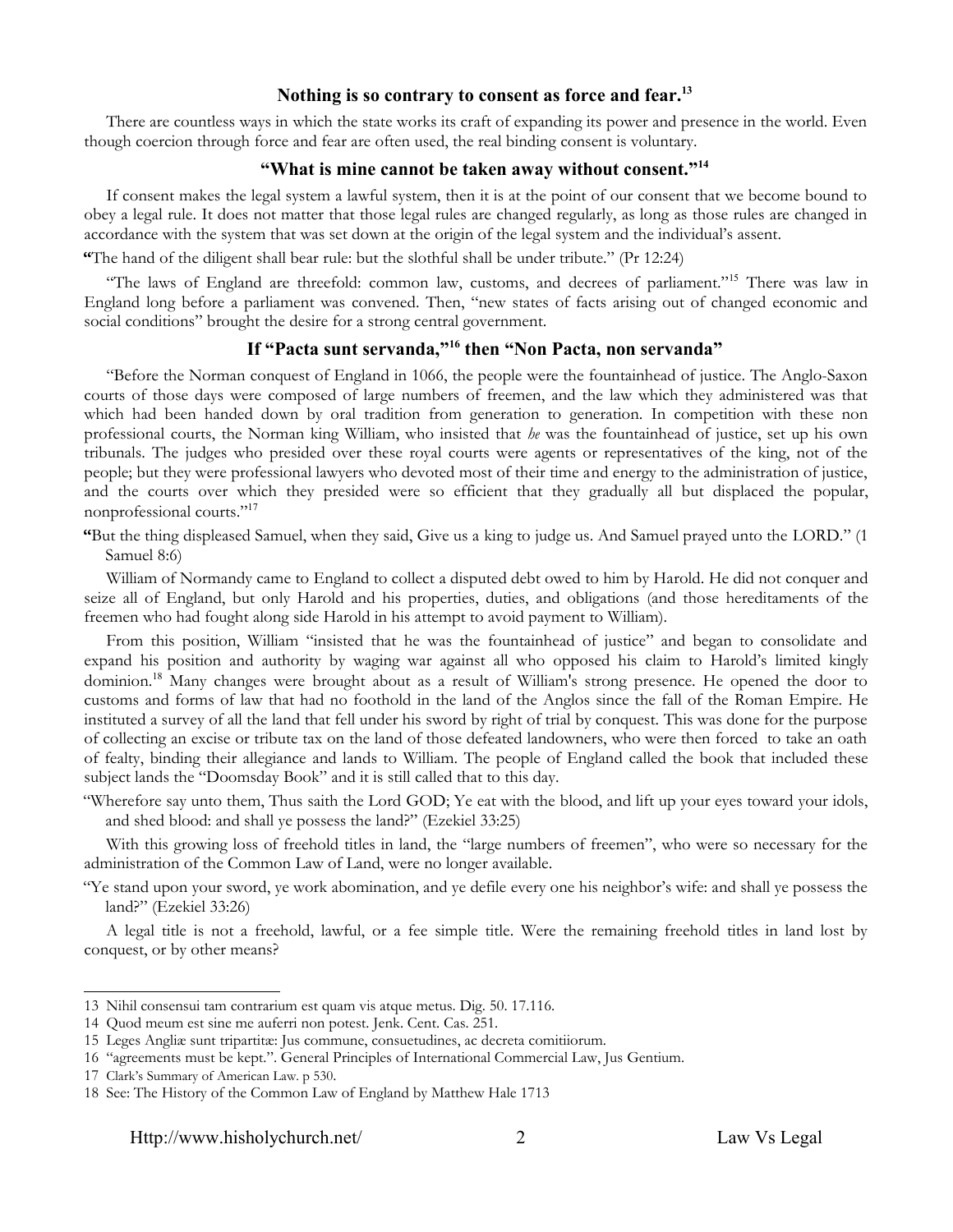### Nothing is so contrary to consent as force and fear.[13]

There are countless ways in which the state works its craft of expanding its power and presence in the world. Even though coercion through force and fear are often used, the real binding consent is voluntary.

### "What is mine cannot be taken away without consent."[14]

If consent makes the legal system a lawful system, then it is at the point of our consent that we become bound to obey a legal rule. It does not matter that those legal rules are changed regularly, as long as those rules are changed in accordance with the system that was set down at the origin of the legal system and the individual's assent.

"The hand of the diligent shall bear rule: but the slothful shall be under tribute." (Pr 12:24)

"The laws of England are threefold: common law, customs, and decrees of parliament."[15] There was law in England long before a parliament was convened. Then, "new states of facts arising out of changed economic and social conditions" brought the desire for a strong central government.

### If "Pacta sunt servanda,"[16] then "Non Pacta, non servanda"

"Before the Norman conquest of England in 1066, the people were the fountainhead of justice. The Anglo-Saxon courts of those days were composed of large numbers of freemen, and the law which they administered was that which had been handed down by oral tradition from generation to generation. In competition with these non professional courts, the Norman king William, who insisted that *he* was the fountainhead of justice, set up his own tribunals. The judges who presided over these royal courts were agents or representatives of the king, not of the people; but they were professional lawyers who devoted most of their time and energy to the administration of justice, and the courts over which they presided were so efficient that they gradually all but displaced the popular, nonprofessional courts."[17]

"But the thing displeased Samuel, when they said, Give us a king to judge us. And Samuel prayed unto the LORD." (1 Samuel 8:6)

William of Normandy came to England to collect a disputed debt owed to him by Harold. He did not conquer and seize all of England, but only Harold and his properties, duties, and obligations (and those hereditaments of the freemen who had fought along side Harold in his attempt to avoid payment to William).

From this position, William "insisted that he was the fountainhead of justice" and began to consolidate and expand his position and authority by waging war against all who opposed his claim to Harold's limited kingly dominion.[18] Many changes were brought about as a result of William's strong presence. He opened the door to customs and forms of law that had no foothold in the land of the Anglos since the fall of the Roman Empire. He instituted a survey of all the land that fell under his sword by right of trial by conquest. This was done for the purpose of collecting an excise or tribute tax on the land of those defeated landowners, who were then forced to take an oath of fealty, binding their allegiance and lands to William. The people of England called the book that included these subject lands the "Doomsday Book" and it is still called that to this day.

"Wherefore say unto them, Thus saith the Lord GOD; Ye eat with the blood, and lift up your eyes toward your idols, and shed blood: and shall ye possess the land?" (Ezekiel 33:25)

With this growing loss of freehold titles in land, the "large numbers of freemen", who were so necessary for the administration of the Common Law of Land, were no longer available.

"Ye stand upon your sword, ye work abomination, and ye defile every one his neighbor's wife: and shall ye possess the land?" (Ezekiel 33:26)

A legal title is not a freehold, lawful, or a fee simple title. Were the remaining freehold titles in land lost by conquest, or by other means?

---

13 Nihil consensui tam contrarium est quam vis atque metus. Dig. 50. 17.116.

14 Quod meum est sine me auferri non potest. Jenk. Cent. Cas. 251.

15 Leges Angliæ sunt tripartitæ: Jus commune, consuetudines, ac decreta comitiiorum.

16 "agreements must be kept.". General Principles of International Commercial Law, Jus Gentium.

17 Clark's Summary of American Law. p 530.

18 See: The History of the Common Law of England by Matthew Hale 1713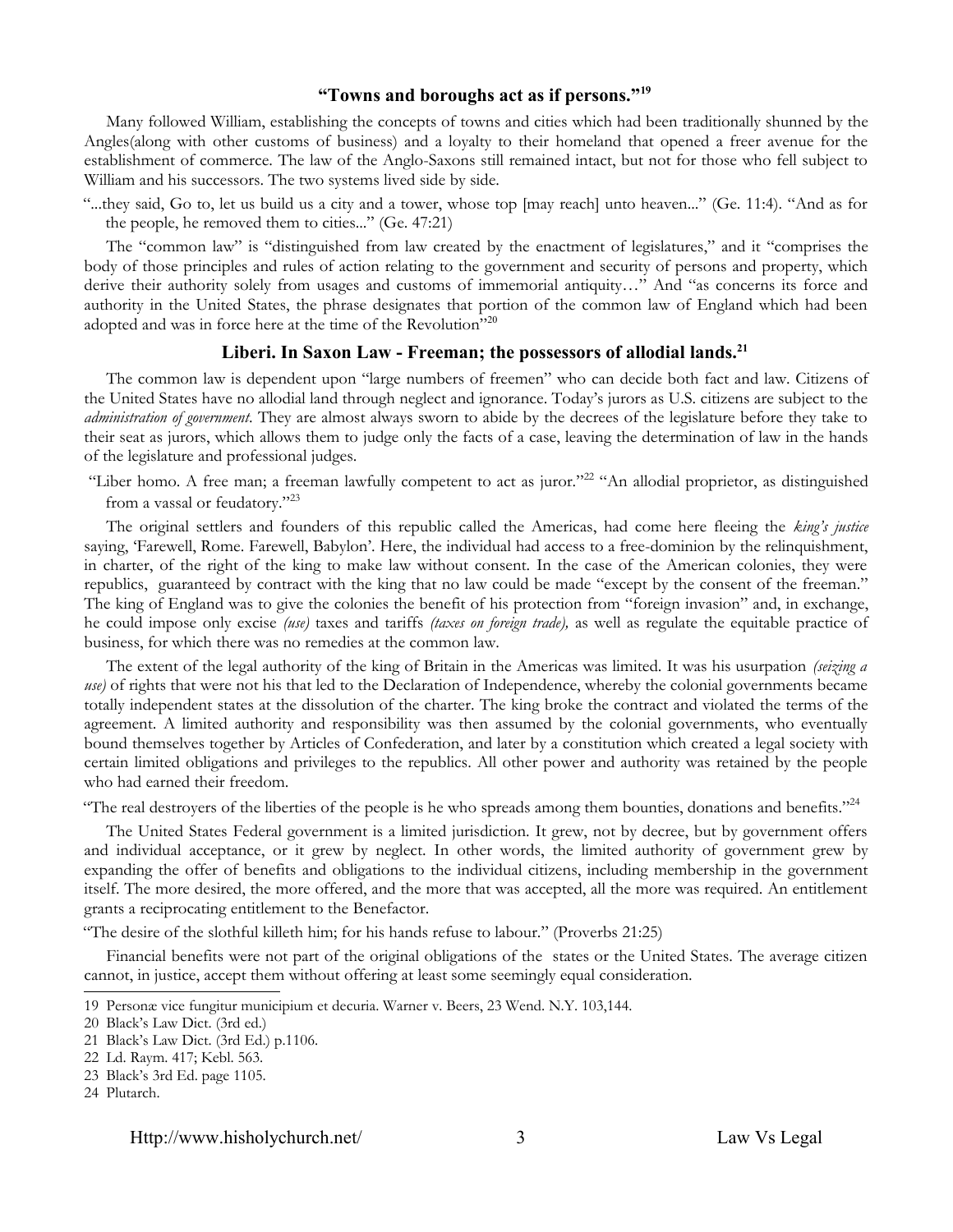## "Towns and boroughs act as if persons."[19]

Many followed William, establishing the concepts of towns and cities which had been traditionally shunned by the Angles(along with other customs of business) and a loyalty to their homeland that opened a freer avenue for the establishment of commerce. The law of the Anglo-Saxons still remained intact, but not for those who fell subject to William and his successors. The two systems lived side by side.

"...they said, Go to, let us build us a city and a tower, whose top [may reach] unto heaven..." (Ge. 11:4). "And as for the people, he removed them to cities..." (Ge. 47:21)

The "common law" is "distinguished from law created by the enactment of legislatures," and it "comprises the body of those principles and rules of action relating to the government and security of persons and property, which derive their authority solely from usages and customs of immemorial antiquity…" And "as concerns its force and authority in the United States, the phrase designates that portion of the common law of England which had been adopted and was in force here at the time of the Revolution"[20]

## Liberi. In Saxon Law - Freeman; the possessors of allodial lands.[21]

The common law is dependent upon "large numbers of freemen" who can decide both fact and law. Citizens of the United States have no allodial land through neglect and ignorance. Today's jurors as U.S. citizens are subject to the *administration of government*. They are almost always sworn to abide by the decrees of the legislature before they take to their seat as jurors, which allows them to judge only the facts of a case, leaving the determination of law in the hands of the legislature and professional judges.

"Liber homo. A free man; a freeman lawfully competent to act as juror."[22] "An allodial proprietor, as distinguished from a vassal or feudatory."[23]

The original settlers and founders of this republic called the Americas, had come here fleeing the *king's justice* saying, 'Farewell, Rome. Farewell, Babylon'. Here, the individual had access to a free-dominion by the relinquishment, in charter, of the right of the king to make law without consent. In the case of the American colonies, they were republics, guaranteed by contract with the king that no law could be made "except by the consent of the freeman." The king of England was to give the colonies the benefit of his protection from "foreign invasion" and, in exchange, he could impose only excise *(use)* taxes and tariffs *(taxes on foreign trade),* as well as regulate the equitable practice of business, for which there was no remedies at the common law.

The extent of the legal authority of the king of Britain in the Americas was limited. It was his usurpation *(seizing a use)* of rights that were not his that led to the Declaration of Independence, whereby the colonial governments became totally independent states at the dissolution of the charter. The king broke the contract and violated the terms of the agreement. A limited authority and responsibility was then assumed by the colonial governments, who eventually bound themselves together by Articles of Confederation, and later by a constitution which created a legal society with certain limited obligations and privileges to the republics. All other power and authority was retained by the people who had earned their freedom.

"The real destroyers of the liberties of the people is he who spreads among them bounties, donations and benefits."[24]

The United States Federal government is a limited jurisdiction. It grew, not by decree, but by government offers and individual acceptance, or it grew by neglect. In other words, the limited authority of government grew by expanding the offer of benefits and obligations to the individual citizens, including membership in the government itself. The more desired, the more offered, and the more that was accepted, all the more was required. An entitlement grants a reciprocating entitlement to the Benefactor.

"The desire of the slothful killeth him; for his hands refuse to labour." (Proverbs 21:25)

Financial benefits were not part of the original obligations of the states or the United States. The average citizen cannot, in justice, accept them without offering at least some seemingly equal consideration.

---

19 Personæ vice fungitur municipium et decuria. Warner v. Beers, 23 Wend. N.Y. 103,144.

20 Black's Law Dict. (3rd ed.)

21 Black's Law Dict. (3rd Ed.) p.1106.

22 Ld. Raym. 417; Kebl. 563.

23 Black's 3rd Ed. page 1105.

24 Plutarch.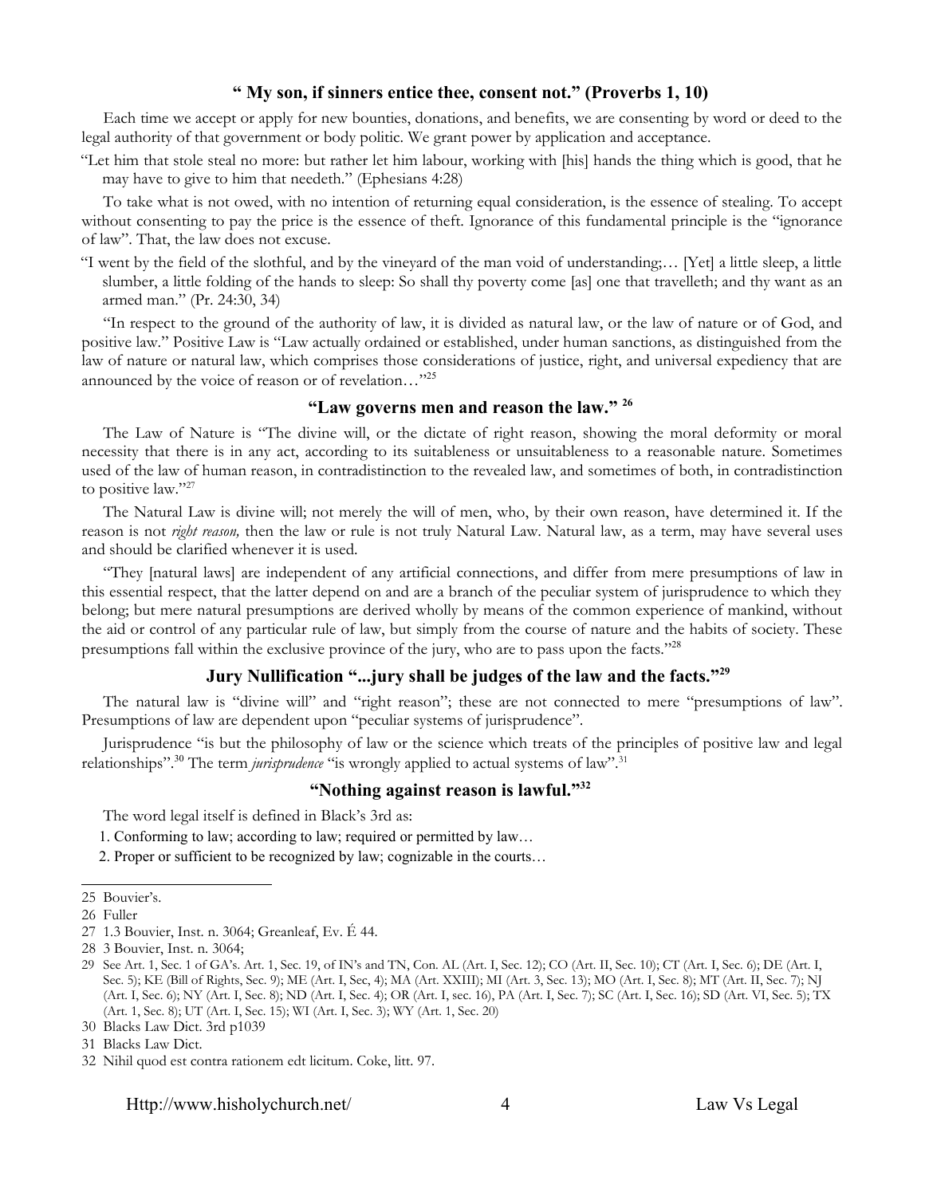### " My son, if sinners entice thee, consent not." (Proverbs 1, 10)

Each time we accept or apply for new bounties, donations, and benefits, we are consenting by word or deed to the legal authority of that government or body politic. We grant power by application and acceptance.

"Let him that stole steal no more: but rather let him labour, working with [his] hands the thing which is good, that he may have to give to him that needeth." (Ephesians 4:28)

To take what is not owed, with no intention of returning equal consideration, is the essence of stealing. To accept without consenting to pay the price is the essence of theft. Ignorance of this fundamental principle is the "ignorance of law". That, the law does not excuse.

"I went by the field of the slothful, and by the vineyard of the man void of understanding;… [Yet] a little sleep, a little slumber, a little folding of the hands to sleep: So shall thy poverty come [as] one that travelleth; and thy want as an armed man." (Pr. 24:30, 34)

"In respect to the ground of the authority of law, it is divided as natural law, or the law of nature or of God, and positive law." Positive Law is "Law actually ordained or established, under human sanctions, as distinguished from the law of nature or natural law, which comprises those considerations of justice, right, and universal expediency that are announced by the voice of reason or of revelation…"[25]

### "Law governs men and reason the law." [26]

The Law of Nature is "The divine will, or the dictate of right reason, showing the moral deformity or moral necessity that there is in any act, according to its suitableness or unsuitableness to a reasonable nature. Sometimes used of the law of human reason, in contradistinction to the revealed law, and sometimes of both, in contradistinction to positive law."[27]

The Natural Law is divine will; not merely the will of men, who, by their own reason, have determined it. If the reason is not *right reason,* then the law or rule is not truly Natural Law. Natural law, as a term, may have several uses and should be clarified whenever it is used.

"They [natural laws] are independent of any artificial connections, and differ from mere presumptions of law in this essential respect, that the latter depend on and are a branch of the peculiar system of jurisprudence to which they belong; but mere natural presumptions are derived wholly by means of the common experience of mankind, without the aid or control of any particular rule of law, but simply from the course of nature and the habits of society. These presumptions fall within the exclusive province of the jury, who are to pass upon the facts."[28]

### Jury Nullification "...jury shall be judges of the law and the facts."[29]

The natural law is "divine will" and "right reason"; these are not connected to mere "presumptions of law". Presumptions of law are dependent upon "peculiar systems of jurisprudence".

Jurisprudence "is but the philosophy of law or the science which treats of the principles of positive law and legal relationships".[30] The term *jurisprudence* "is wrongly applied to actual systems of law".[31]

### "Nothing against reason is lawful."[32]

The word legal itself is defined in Black's 3rd as:

1. Conforming to law; according to law; required or permitted by law…
2. Proper or sufficient to be recognized by law; cognizable in the courts…

---

25 Bouvier's.

26 Fuller

27 1.3 Bouvier, Inst. n. 3064; Greanleaf, Ev. É 44.

28 3 Bouvier, Inst. n. 3064;

29 See Art. 1, Sec. 1 of GA's. Art. 1, Sec. 19, of IN's and TN, Con. AL (Art. I, Sec. 12); CO (Art. II, Sec. 10); CT (Art. I, Sec. 6); DE (Art. I, Sec. 5); KE (Bill of Rights, Sec. 9); ME (Art. I, Sec, 4); MA (Art. XXIII); MI (Art. 3, Sec. 13); MO (Art. I, Sec. 8); MT (Art. II, Sec. 7); NJ (Art. I, Sec. 6); NY (Art. I, Sec. 8); ND (Art. I, Sec. 4); OR (Art. I, sec. 16), PA (Art. I, Sec. 7); SC (Art. I, Sec. 16); SD (Art. VI, Sec. 5); TX (Art. 1, Sec. 8); UT (Art. I, Sec. 15); WI (Art. I, Sec. 3); WY (Art. 1, Sec. 20)

30 Blacks Law Dict. 3rd p1039

31 Blacks Law Dict.

32 Nihil quod est contra rationem edt licitum. Coke, litt. 97.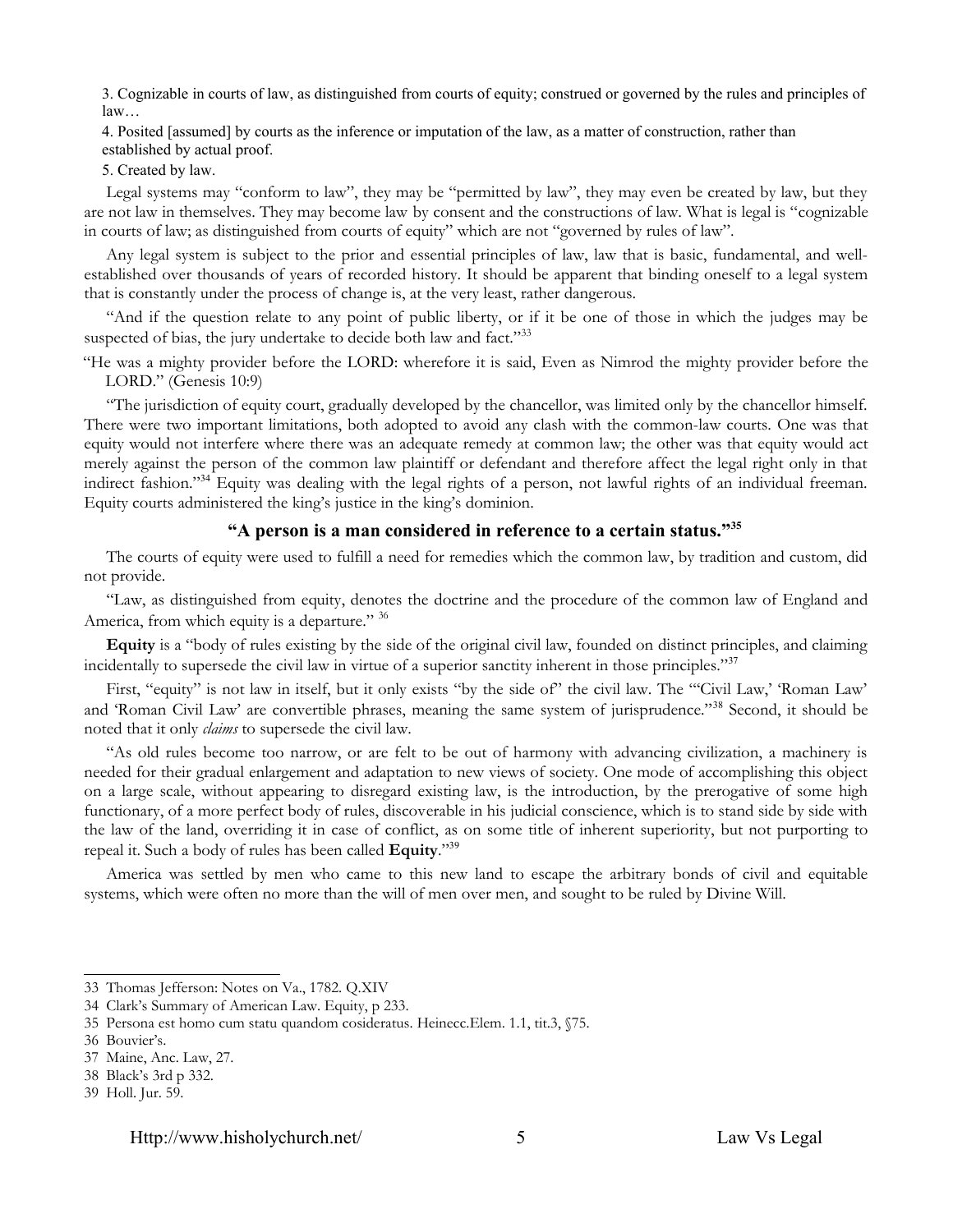3. Cognizable in courts of law, as distinguished from courts of equity; construed or governed by the rules and principles of law…

4. Posited [assumed] by courts as the inference or imputation of the law, as a matter of construction, rather than established by actual proof.

5. Created by law.

Legal systems may "conform to law", they may be "permitted by law", they may even be created by law, but they are not law in themselves. They may become law by consent and the constructions of law. What is legal is "cognizable in courts of law; as distinguished from courts of equity" which are not "governed by rules of law".

Any legal system is subject to the prior and essential principles of law, law that is basic, fundamental, and well-established over thousands of years of recorded history. It should be apparent that binding oneself to a legal system that is constantly under the process of change is, at the very least, rather dangerous.

"And if the question relate to any point of public liberty, or if it be one of those in which the judges may be suspected of bias, the jury undertake to decide both law and fact."[33]

"He was a mighty provider before the LORD: wherefore it is said, Even as Nimrod the mighty provider before the LORD." (Genesis 10:9)

"The jurisdiction of equity court, gradually developed by the chancellor, was limited only by the chancellor himself. There were two important limitations, both adopted to avoid any clash with the common-law courts. One was that equity would not interfere where there was an adequate remedy at common law; the other was that equity would act merely against the person of the common law plaintiff or defendant and therefore affect the legal right only in that indirect fashion."[34] Equity was dealing with the legal rights of a person, not lawful rights of an individual freeman. Equity courts administered the king's justice in the king's dominion.

**"A person is a man considered in reference to a certain status."[35]**

The courts of equity were used to fulfill a need for remedies which the common law, by tradition and custom, did not provide.

"Law, as distinguished from equity, denotes the doctrine and the procedure of the common law of England and America, from which equity is a departure." [36]

**Equity** is a "body of rules existing by the side of the original civil law, founded on distinct principles, and claiming incidentally to supersede the civil law in virtue of a superior sanctity inherent in those principles."[37]

First, "equity" is not law in itself, but it only exists "by the side of" the civil law. The "'Civil Law,' 'Roman Law' and 'Roman Civil Law' are convertible phrases, meaning the same system of jurisprudence."[38] Second, it should be noted that it only *claims* to supersede the civil law.

"As old rules become too narrow, or are felt to be out of harmony with advancing civilization, a machinery is needed for their gradual enlargement and adaptation to new views of society. One mode of accomplishing this object on a large scale, without appearing to disregard existing law, is the introduction, by the prerogative of some high functionary, of a more perfect body of rules, discoverable in his judicial conscience, which is to stand side by side with the law of the land, overriding it in case of conflict, as on some title of inherent superiority, but not purporting to repeal it. Such a body of rules has been called **Equity**."[39]

America was settled by men who came to this new land to escape the arbitrary bonds of civil and equitable systems, which were often no more than the will of men over men, and sought to be ruled by Divine Will.

---

33 Thomas Jefferson: Notes on Va., 1782. Q.XIV

34 Clark's Summary of American Law. Equity, p 233.

35 Persona est homo cum statu quandom cosideratus. Heinecc.Elem. 1.1, tit.3, §75.

36 Bouvier's.

37 Maine, Anc. Law, 27.

38 Black's 3rd p 332.

39 Holl. Jur. 59.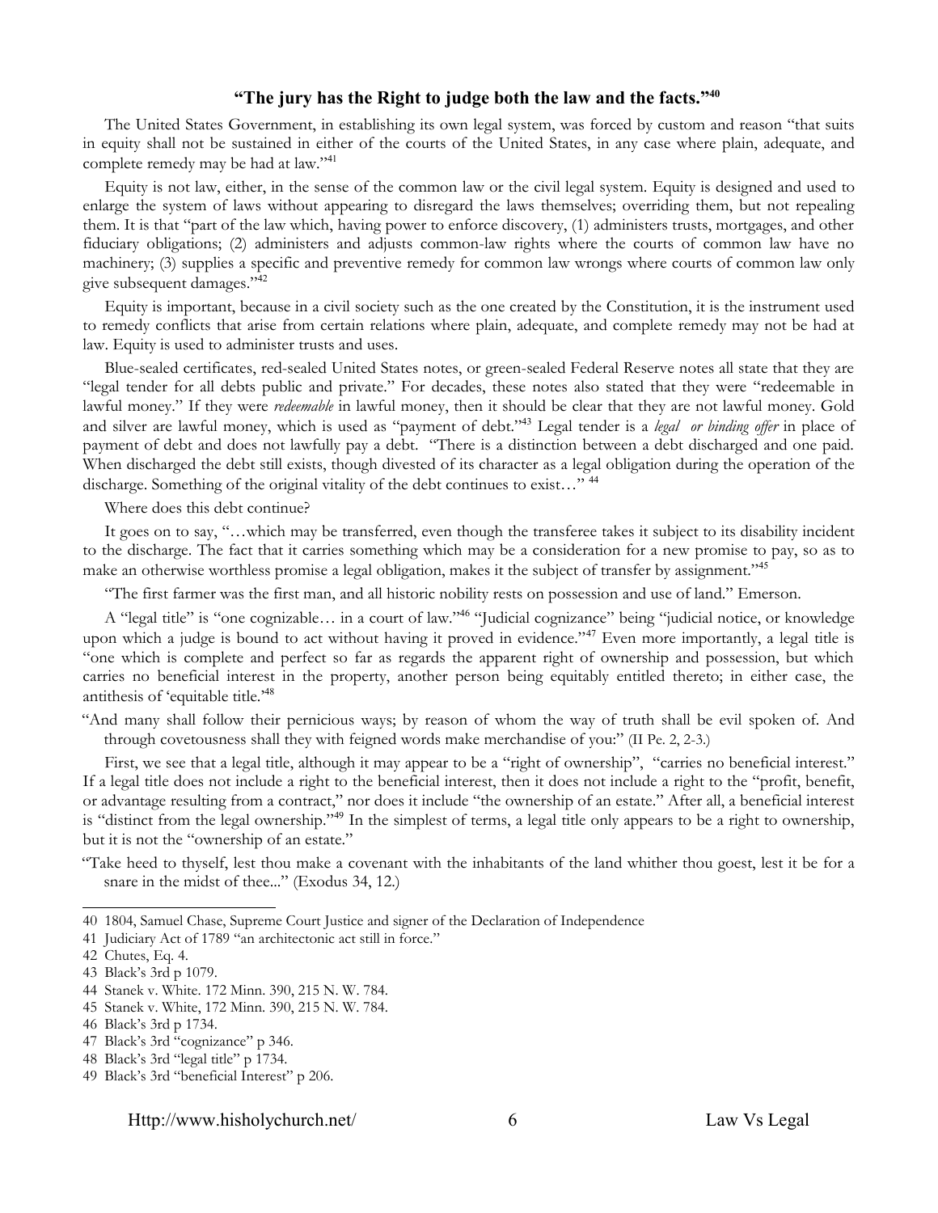### "The jury has the Right to judge both the law and the facts."[40]

The United States Government, in establishing its own legal system, was forced by custom and reason "that suits in equity shall not be sustained in either of the courts of the United States, in any case where plain, adequate, and complete remedy may be had at law."[41]

Equity is not law, either, in the sense of the common law or the civil legal system. Equity is designed and used to enlarge the system of laws without appearing to disregard the laws themselves; overriding them, but not repealing them. It is that "part of the law which, having power to enforce discovery, (1) administers trusts, mortgages, and other fiduciary obligations; (2) administers and adjusts common-law rights where the courts of common law have no machinery; (3) supplies a specific and preventive remedy for common law wrongs where courts of common law only give subsequent damages."[42]

Equity is important, because in a civil society such as the one created by the Constitution, it is the instrument used to remedy conflicts that arise from certain relations where plain, adequate, and complete remedy may not be had at law. Equity is used to administer trusts and uses.

Blue-sealed certificates, red-sealed United States notes, or green-sealed Federal Reserve notes all state that they are "legal tender for all debts public and private." For decades, these notes also stated that they were "redeemable in lawful money." If they were *redeemable* in lawful money, then it should be clear that they are not lawful money. Gold and silver are lawful money, which is used as "payment of debt."[43] Legal tender is a *legal or binding offer* in place of payment of debt and does not lawfully pay a debt. "There is a distinction between a debt discharged and one paid. When discharged the debt still exists, though divested of its character as a legal obligation during the operation of the discharge. Something of the original vitality of the debt continues to exist…" [44]

Where does this debt continue?

It goes on to say, "…which may be transferred, even though the transferee takes it subject to its disability incident to the discharge. The fact that it carries something which may be a consideration for a new promise to pay, so as to make an otherwise worthless promise a legal obligation, makes it the subject of transfer by assignment."[45]

"The first farmer was the first man, and all historic nobility rests on possession and use of land." Emerson.

A "legal title" is "one cognizable… in a court of law."[46] "Judicial cognizance" being "judicial notice, or knowledge upon which a judge is bound to act without having it proved in evidence."[47] Even more importantly, a legal title is "one which is complete and perfect so far as regards the apparent right of ownership and possession, but which carries no beneficial interest in the property, another person being equitably entitled thereto; in either case, the antithesis of 'equitable title.'[48]

"And many shall follow their pernicious ways; by reason of whom the way of truth shall be evil spoken of. And through covetousness shall they with feigned words make merchandise of you:" (II Pe. 2, 2-3.)

First, we see that a legal title, although it may appear to be a "right of ownership", "carries no beneficial interest." If a legal title does not include a right to the beneficial interest, then it does not include a right to the "profit, benefit, or advantage resulting from a contract," nor does it include "the ownership of an estate." After all, a beneficial interest is "distinct from the legal ownership."[49] In the simplest of terms, a legal title only appears to be a right to ownership, but it is not the "ownership of an estate."

"Take heed to thyself, lest thou make a covenant with the inhabitants of the land whither thou goest, lest it be for a snare in the midst of thee..." (Exodus 34, 12.)

---

40 1804, Samuel Chase, Supreme Court Justice and signer of the Declaration of Independence

41 Judiciary Act of 1789 "an architectonic act still in force."

42 Chutes, Eq. 4.

43 Black's 3rd p 1079.

44 Stanek v. White. 172 Minn. 390, 215 N. W. 784.

45 Stanek v. White, 172 Minn. 390, 215 N. W. 784.

46 Black's 3rd p 1734.

47 Black's 3rd "cognizance" p 346.

48 Black's 3rd "legal title" p 1734.

49 Black's 3rd "beneficial Interest" p 206.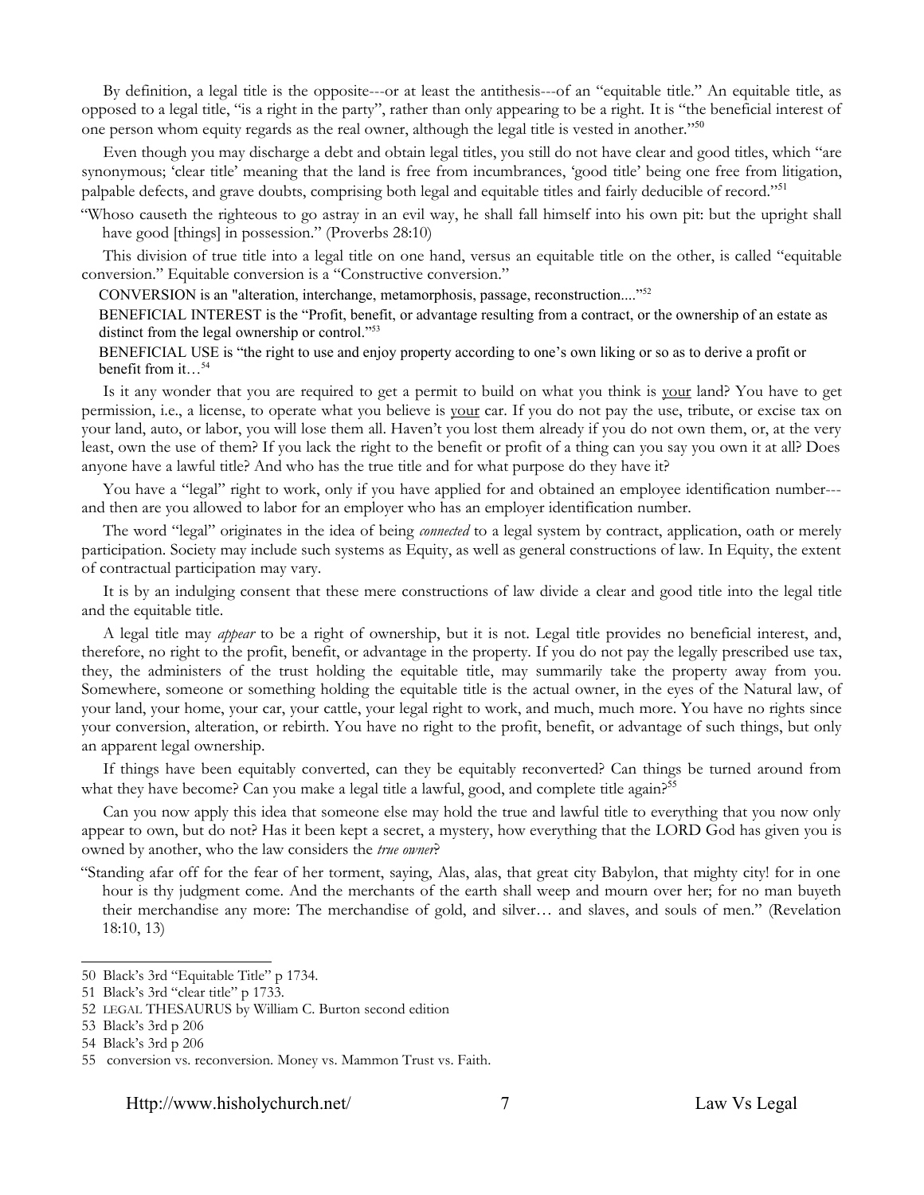By definition, a legal title is the opposite---or at least the antithesis---of an "equitable title." An equitable title, as opposed to a legal title, "is a right in the party", rather than only appearing to be a right. It is "the beneficial interest of one person whom equity regards as the real owner, although the legal title is vested in another."[50]

Even though you may discharge a debt and obtain legal titles, you still do not have clear and good titles, which "are synonymous; 'clear title' meaning that the land is free from incumbrances, 'good title' being one free from litigation, palpable defects, and grave doubts, comprising both legal and equitable titles and fairly deducible of record."[51]

"Whoso causeth the righteous to go astray in an evil way, he shall fall himself into his own pit: but the upright shall have good [things] in possession." (Proverbs 28:10)

This division of true title into a legal title on one hand, versus an equitable title on the other, is called "equitable conversion." Equitable conversion is a "Constructive conversion."

CONVERSION is an "alteration, interchange, metamorphosis, passage, reconstruction...."[52]

BENEFICIAL INTEREST is the "Profit, benefit, or advantage resulting from a contract, or the ownership of an estate as distinct from the legal ownership or control."[53]

BENEFICIAL USE is "the right to use and enjoy property according to one's own liking or so as to derive a profit or benefit from it…[54]

Is it any wonder that you are required to get a permit to build on what you think is <u>your</u> land? You have to get permission, i.e., a license, to operate what you believe is <u>your</u> car. If you do not pay the use, tribute, or excise tax on your land, auto, or labor, you will lose them all. Haven't you lost them already if you do not own them, or, at the very least, own the use of them? If you lack the right to the benefit or profit of a thing can you say you own it at all? Does anyone have a lawful title? And who has the true title and for what purpose do they have it?

You have a "legal" right to work, only if you have applied for and obtained an employee identification number---and then are you allowed to labor for an employer who has an employer identification number.

The word "legal" originates in the idea of being *connected* to a legal system by contract, application, oath or merely participation. Society may include such systems as Equity, as well as general constructions of law. In Equity, the extent of contractual participation may vary.

It is by an indulging consent that these mere constructions of law divide a clear and good title into the legal title and the equitable title.

A legal title may *appear* to be a right of ownership, but it is not. Legal title provides no beneficial interest, and, therefore, no right to the profit, benefit, or advantage in the property. If you do not pay the legally prescribed use tax, they, the administers of the trust holding the equitable title, may summarily take the property away from you. Somewhere, someone or something holding the equitable title is the actual owner, in the eyes of the Natural law, of your land, your home, your car, your cattle, your legal right to work, and much, much more. You have no rights since your conversion, alteration, or rebirth. You have no right to the profit, benefit, or advantage of such things, but only an apparent legal ownership.

If things have been equitably converted, can they be equitably reconverted? Can things be turned around from what they have become? Can you make a legal title a lawful, good, and complete title again?[55]

Can you now apply this idea that someone else may hold the true and lawful title to everything that you now only appear to own, but do not? Has it been kept a secret, a mystery, how everything that the LORD God has given you is owned by another, who the law considers the *true owner*?

"Standing afar off for the fear of her torment, saying, Alas, alas, that great city Babylon, that mighty city! for in one hour is thy judgment come. And the merchants of the earth shall weep and mourn over her; for no man buyeth their merchandise any more: The merchandise of gold, and silver… and slaves, and souls of men." (Revelation 18:10, 13)

---

50 Black's 3rd "Equitable Title" p 1734.

51 Black's 3rd "clear title" p 1733.

52 LEGAL THESAURUS by William C. Burton second edition

53 Black's 3rd p 206

54 Black's 3rd p 206

55 conversion vs. reconversion. Money vs. Mammon Trust vs. Faith.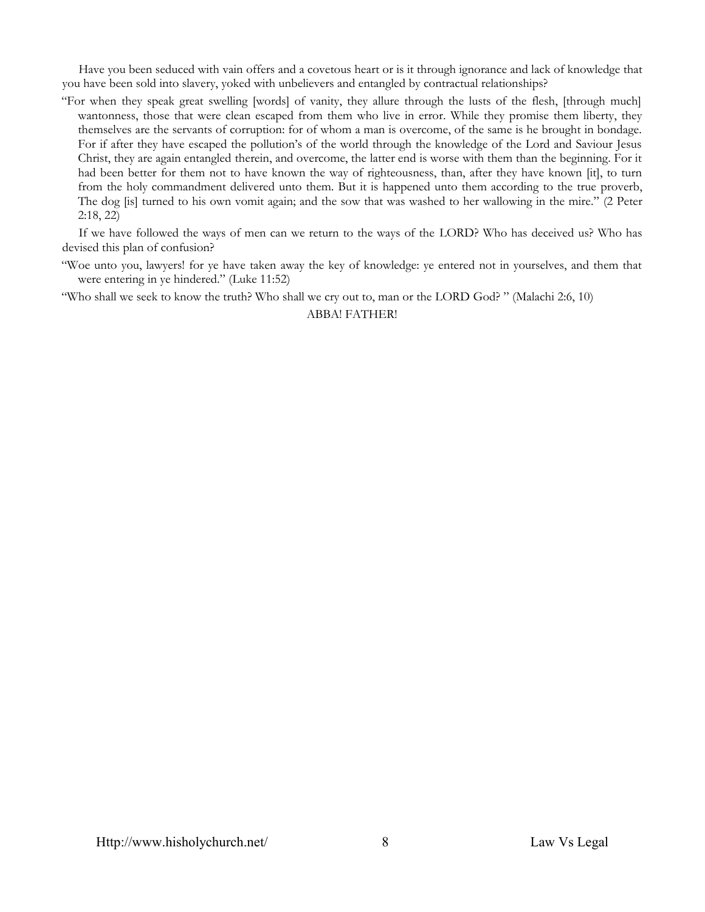Have you been seduced with vain offers and a covetous heart or is it through ignorance and lack of knowledge that you have been sold into slavery, yoked with unbelievers and entangled by contractual relationships?

"For when they speak great swelling [words] of vanity, they allure through the lusts of the flesh, [through much] wantonness, those that were clean escaped from them who live in error. While they promise them liberty, they themselves are the servants of corruption: for of whom a man is overcome, of the same is he brought in bondage. For if after they have escaped the pollution's of the world through the knowledge of the Lord and Saviour Jesus Christ, they are again entangled therein, and overcome, the latter end is worse with them than the beginning. For it had been better for them not to have known the way of righteousness, than, after they have known [it], to turn from the holy commandment delivered unto them. But it is happened unto them according to the true proverb, The dog [is] turned to his own vomit again; and the sow that was washed to her wallowing in the mire." (2 Peter 2:18, 22)

If we have followed the ways of men can we return to the ways of the LORD? Who has deceived us? Who has devised this plan of confusion?

"Woe unto you, lawyers! for ye have taken away the key of knowledge: ye entered not in yourselves, and them that were entering in ye hindered." (Luke 11:52)

"Who shall we seek to know the truth? Who shall we cry out to, man or the LORD God? " (Malachi 2:6, 10)

ABBA! FATHER!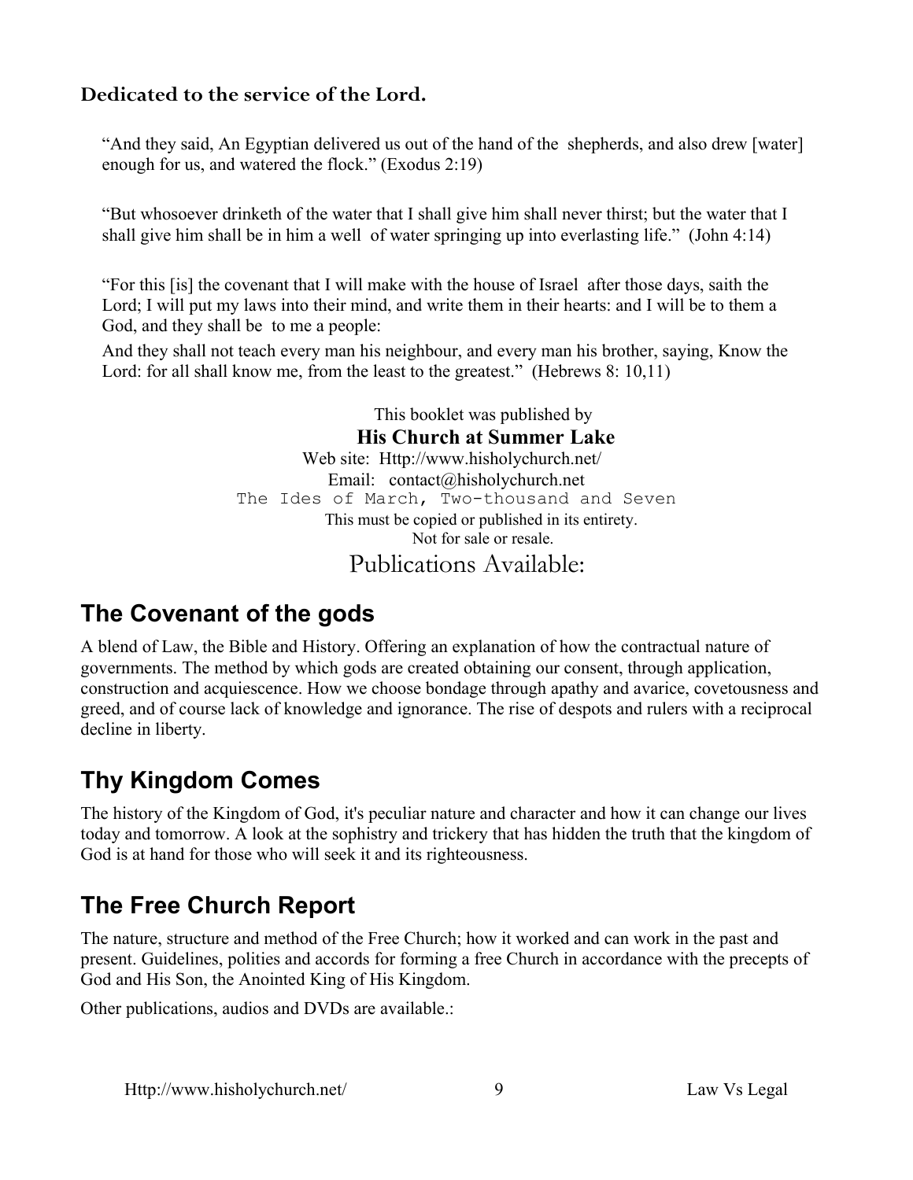**Dedicated to the service of the Lord.**

> "And they said, An Egyptian delivered us out of the hand of the shepherds, and also drew [water] enough for us, and watered the flock." (Exodus 2:19)

> "But whosoever drinketh of the water that I shall give him shall never thirst; but the water that I shall give him shall be in him a well of water springing up into everlasting life." (John 4:14)

> "For this [is] the covenant that I will make with the house of Israel after those days, saith the Lord; I will put my laws into their mind, and write them in their hearts: and I will be to them a God, and they shall be to me a people:
>
> And they shall not teach every man his neighbour, and every man his brother, saying, Know the Lord: for all shall know me, from the least to the greatest." (Hebrews 8: 10,11)

This booklet was published by

**His Church at Summer Lake**

Web site: Http://www.hisholychurch.net/

Email: contact@hisholychurch.net

The Ides of March, Two-thousand and Seven

This must be copied or published in its entirety.

Not for sale or resale.

Publications Available:

## The Covenant of the gods

A blend of Law, the Bible and History. Offering an explanation of how the contractual nature of governments. The method by which gods are created obtaining our consent, through application, construction and acquiescence. How we choose bondage through apathy and avarice, covetousness and greed, and of course lack of knowledge and ignorance. The rise of despots and rulers with a reciprocal decline in liberty.

## Thy Kingdom Comes

The history of the Kingdom of God, it's peculiar nature and character and how it can change our lives today and tomorrow. A look at the sophistry and trickery that has hidden the truth that the kingdom of God is at hand for those who will seek it and its righteousness.

## The Free Church Report

The nature, structure and method of the Free Church; how it worked and can work in the past and present. Guidelines, polities and accords for forming a free Church in accordance with the precepts of God and His Son, the Anointed King of His Kingdom.

Other publications, audios and DVDs are available.: